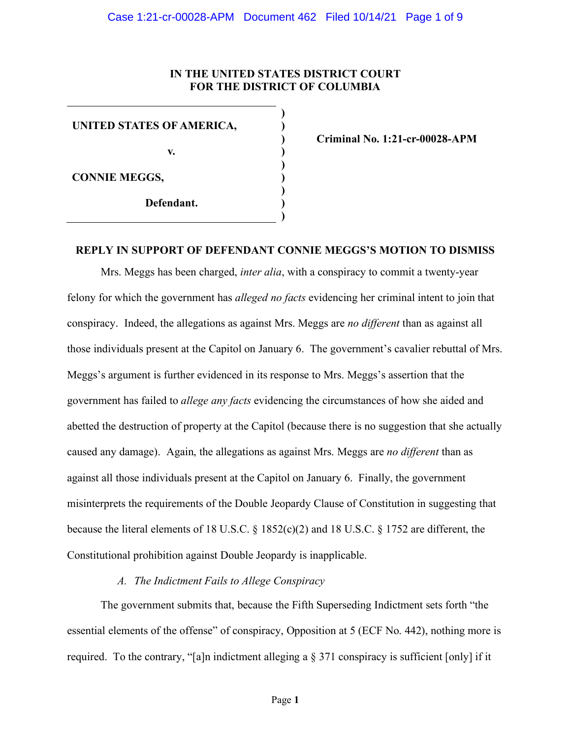**IN THE UNITED STATES DISTRICT COURT**
**FOR THE DISTRICT OF COLUMBIA**

| | |
|---|---|
| **UNITED STATES OF AMERICA,**<br><br>**v.**<br><br>**CONNIE MEGGS,**<br><br>**Defendant.** | **Criminal No. 1:21-cr-00028-APM** |

**REPLY IN SUPPORT OF DEFENDANT CONNIE MEGGS'S MOTION TO DISMISS**

Mrs. Meggs has been charged, *inter alia*, with a conspiracy to commit a twenty-year felony for which the government has *alleged no facts* evidencing her criminal intent to join that conspiracy. Indeed, the allegations as against Mrs. Meggs are *no different* than as against all those individuals present at the Capitol on January 6. The government's cavalier rebuttal of Mrs. Meggs's argument is further evidenced in its response to Mrs. Meggs's assertion that the government has failed to *allege any facts* evidencing the circumstances of how she aided and abetted the destruction of property at the Capitol (because there is no suggestion that she actually caused any damage). Again, the allegations as against Mrs. Meggs are *no different* than as against all those individuals present at the Capitol on January 6. Finally, the government misinterprets the requirements of the Double Jeopardy Clause of Constitution in suggesting that because the literal elements of 18 U.S.C. § 1852(c)(2) and 18 U.S.C. § 1752 are different, the Constitutional prohibition against Double Jeopardy is inapplicable.

*A. The Indictment Fails to Allege Conspiracy*

The government submits that, because the Fifth Superseding Indictment sets forth "the essential elements of the offense" of conspiracy, Opposition at 5 (ECF No. 442), nothing more is required. To the contrary, "[a]n indictment alleging a § 371 conspiracy is sufficient [only] if it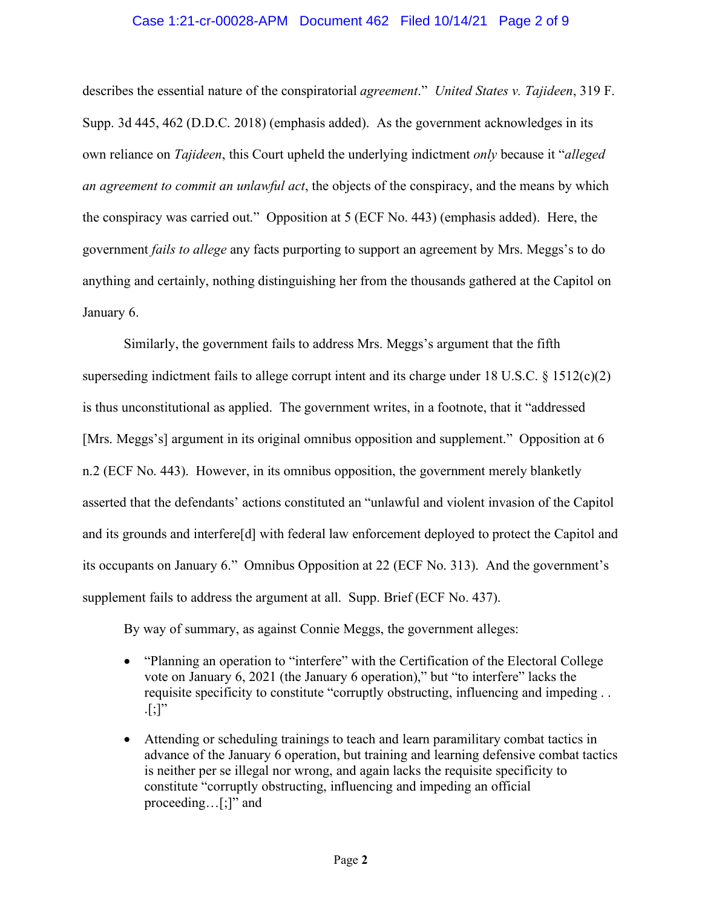describes the essential nature of the conspiratorial *agreement*." *United States v. Tajideen*, 319 F. Supp. 3d 445, 462 (D.D.C. 2018) (emphasis added). As the government acknowledges in its own reliance on *Tajideen*, this Court upheld the underlying indictment *only* because it "*alleged an agreement to commit an unlawful act*, the objects of the conspiracy, and the means by which the conspiracy was carried out." Opposition at 5 (ECF No. 443) (emphasis added). Here, the government *fails to allege* any facts purporting to support an agreement by Mrs. Meggs's to do anything and certainly, nothing distinguishing her from the thousands gathered at the Capitol on January 6.

Similarly, the government fails to address Mrs. Meggs's argument that the fifth superseding indictment fails to allege corrupt intent and its charge under 18 U.S.C. § 1512(c)(2) is thus unconstitutional as applied. The government writes, in a footnote, that it "addressed [Mrs. Meggs's] argument in its original omnibus opposition and supplement." Opposition at 6 n.2 (ECF No. 443). However, in its omnibus opposition, the government merely blanketly asserted that the defendants' actions constituted an "unlawful and violent invasion of the Capitol and its grounds and interfere[d] with federal law enforcement deployed to protect the Capitol and its occupants on January 6." Omnibus Opposition at 22 (ECF No. 313). And the government's supplement fails to address the argument at all. Supp. Brief (ECF No. 437).

By way of summary, as against Connie Meggs, the government alleges:

- "Planning an operation to "interfere" with the Certification of the Electoral College vote on January 6, 2021 (the January 6 operation)," but "to interfere" lacks the requisite specificity to constitute "corruptly obstructing, influencing and impeding . . .[;]"
- Attending or scheduling trainings to teach and learn paramilitary combat tactics in advance of the January 6 operation, but training and learning defensive combat tactics is neither per se illegal nor wrong, and again lacks the requisite specificity to constitute "corruptly obstructing, influencing and impeding an official proceeding…[;]" and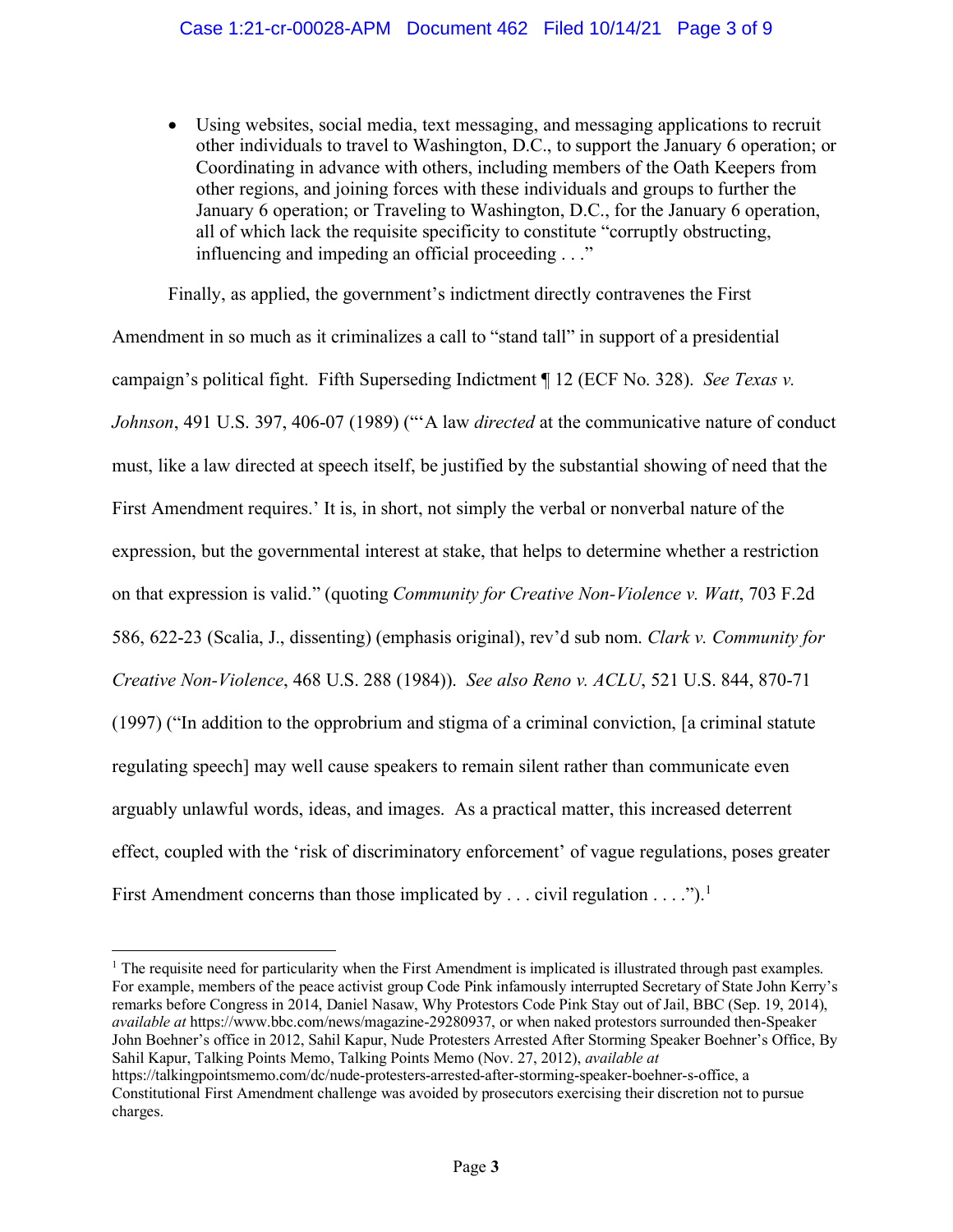- Using websites, social media, text messaging, and messaging applications to recruit other individuals to travel to Washington, D.C., to support the January 6 operation; or Coordinating in advance with others, including members of the Oath Keepers from other regions, and joining forces with these individuals and groups to further the January 6 operation; or Traveling to Washington, D.C., for the January 6 operation, all of which lack the requisite specificity to constitute "corruptly obstructing, influencing and impeding an official proceeding . . ."

Finally, as applied, the government's indictment directly contravenes the First Amendment in so much as it criminalizes a call to "stand tall" in support of a presidential campaign's political fight. Fifth Superseding Indictment ¶ 12 (ECF No. 328). *See Texas v. Johnson*, 491 U.S. 397, 406-07 (1989) ("'A law *directed* at the communicative nature of conduct must, like a law directed at speech itself, be justified by the substantial showing of need that the First Amendment requires.' It is, in short, not simply the verbal or nonverbal nature of the expression, but the governmental interest at stake, that helps to determine whether a restriction on that expression is valid." (quoting *Community for Creative Non-Violence v. Watt*, 703 F.2d 586, 622-23 (Scalia, J., dissenting) (emphasis original), rev'd sub nom. *Clark v. Community for Creative Non-Violence*, 468 U.S. 288 (1984)). *See also Reno v. ACLU*, 521 U.S. 844, 870-71 (1997) ("In addition to the opprobrium and stigma of a criminal conviction, [a criminal statute regulating speech] may well cause speakers to remain silent rather than communicate even arguably unlawful words, ideas, and images. As a practical matter, this increased deterrent effect, coupled with the 'risk of discriminatory enforcement' of vague regulations, poses greater First Amendment concerns than those implicated by . . . civil regulation . . . .").[1]

---

[1] The requisite need for particularity when the First Amendment is implicated is illustrated through past examples. For example, members of the peace activist group Code Pink infamously interrupted Secretary of State John Kerry's remarks before Congress in 2014, Daniel Nasaw, Why Protestors Code Pink Stay out of Jail, BBC (Sep. 19, 2014), *available at* https://www.bbc.com/news/magazine-29280937, or when naked protestors surrounded then-Speaker John Boehner's office in 2012, Sahil Kapur, Nude Protesters Arrested After Storming Speaker Boehner's Office, By Sahil Kapur, Talking Points Memo, Talking Points Memo (Nov. 27, 2012), *available at* https://talkingpointsmemo.com/dc/nude-protesters-arrested-after-storming-speaker-boehner-s-office, a Constitutional First Amendment challenge was avoided by prosecutors exercising their discretion not to pursue charges.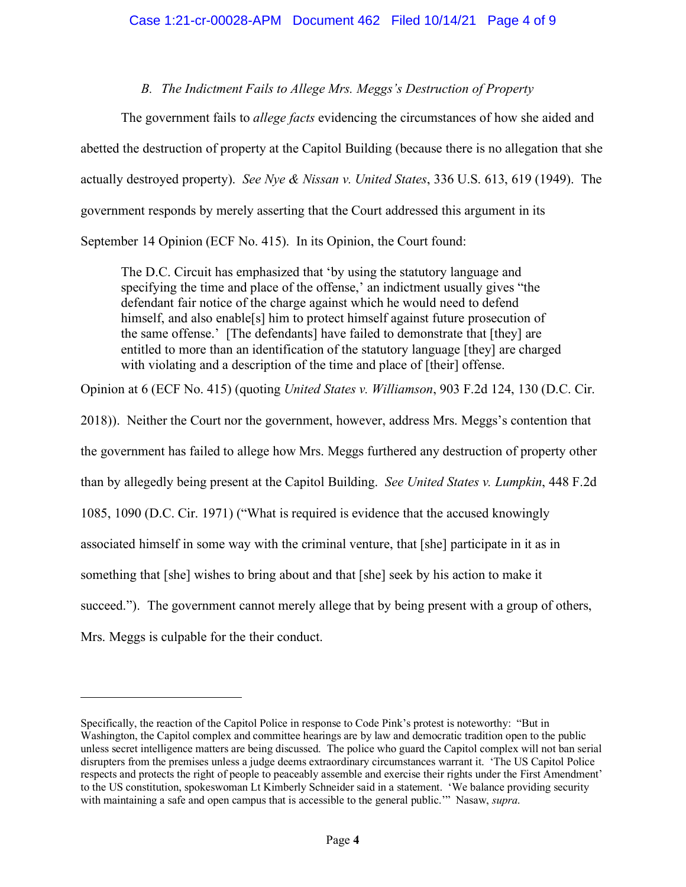*B. The Indictment Fails to Allege Mrs. Meggs's Destruction of Property*

The government fails to *allege facts* evidencing the circumstances of how she aided and abetted the destruction of property at the Capitol Building (because there is no allegation that she actually destroyed property). *See Nye & Nissan v. United States*, 336 U.S. 613, 619 (1949). The government responds by merely asserting that the Court addressed this argument in its September 14 Opinion (ECF No. 415). In its Opinion, the Court found:

> The D.C. Circuit has emphasized that 'by using the statutory language and specifying the time and place of the offense,' an indictment usually gives "the defendant fair notice of the charge against which he would need to defend himself, and also enable[s] him to protect himself against future prosecution of the same offense.' [The defendants] have failed to demonstrate that [they] are entitled to more than an identification of the statutory language [they] are charged with violating and a description of the time and place of [their] offense.

Opinion at 6 (ECF No. 415) (quoting *United States v. Williamson*, 903 F.2d 124, 130 (D.C. Cir. 2018)). Neither the Court nor the government, however, address Mrs. Meggs's contention that the government has failed to allege how Mrs. Meggs furthered any destruction of property other than by allegedly being present at the Capitol Building. *See United States v. Lumpkin*, 448 F.2d 1085, 1090 (D.C. Cir. 1971) ("What is required is evidence that the accused knowingly associated himself in some way with the criminal venture, that [she] participate in it as in something that [she] wishes to bring about and that [she] seek by his action to make it succeed."). The government cannot merely allege that by being present with a group of others, Mrs. Meggs is culpable for the their conduct.

---

Specifically, the reaction of the Capitol Police in response to Code Pink's protest is noteworthy: "But in Washington, the Capitol complex and committee hearings are by law and democratic tradition open to the public unless secret intelligence matters are being discussed. The police who guard the Capitol complex will not ban serial disrupters from the premises unless a judge deems extraordinary circumstances warrant it. 'The US Capitol Police respects and protects the right of people to peaceably assemble and exercise their rights under the First Amendment' to the US constitution, spokeswoman Lt Kimberly Schneider said in a statement. 'We balance providing security with maintaining a safe and open campus that is accessible to the general public.'" Nasaw, *supra*.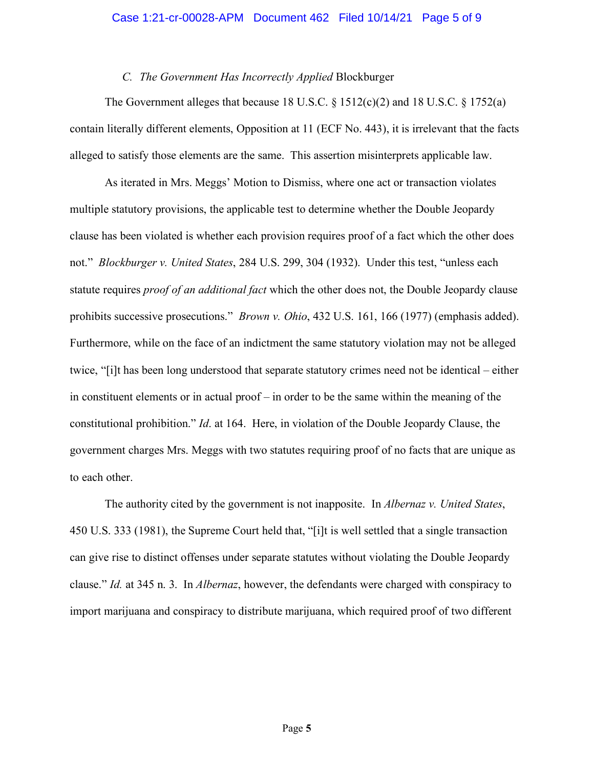### *C. The Government Has Incorrectly Applied* Blockburger

The Government alleges that because 18 U.S.C. § 1512(c)(2) and 18 U.S.C. § 1752(a) contain literally different elements, Opposition at 11 (ECF No. 443), it is irrelevant that the facts alleged to satisfy those elements are the same. This assertion misinterprets applicable law.

As iterated in Mrs. Meggs' Motion to Dismiss, where one act or transaction violates multiple statutory provisions, the applicable test to determine whether the Double Jeopardy clause has been violated is whether each provision requires proof of a fact which the other does not." *Blockburger v. United States*, 284 U.S. 299, 304 (1932). Under this test, "unless each statute requires *proof of an additional fact* which the other does not, the Double Jeopardy clause prohibits successive prosecutions." *Brown v. Ohio*, 432 U.S. 161, 166 (1977) (emphasis added). Furthermore, while on the face of an indictment the same statutory violation may not be alleged twice, "[i]t has been long understood that separate statutory crimes need not be identical – either in constituent elements or in actual proof – in order to be the same within the meaning of the constitutional prohibition." *Id*. at 164. Here, in violation of the Double Jeopardy Clause, the government charges Mrs. Meggs with two statutes requiring proof of no facts that are unique as to each other.

The authority cited by the government is not inapposite. In *Albernaz v. United States*, 450 U.S. 333 (1981), the Supreme Court held that, "[i]t is well settled that a single transaction can give rise to distinct offenses under separate statutes without violating the Double Jeopardy clause." *Id.* at 345 n. 3. In *Albernaz*, however, the defendants were charged with conspiracy to import marijuana and conspiracy to distribute marijuana, which required proof of two different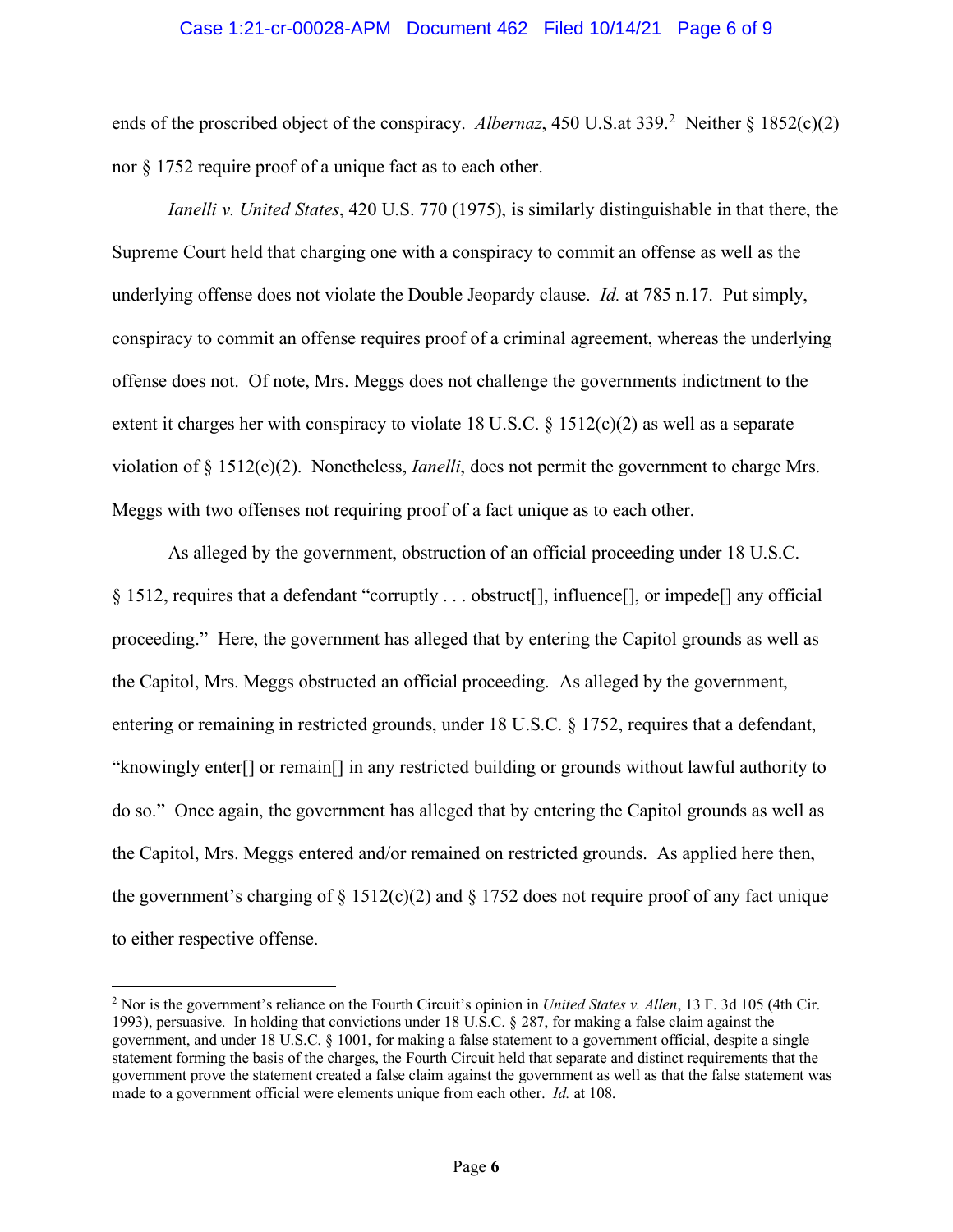ends of the proscribed object of the conspiracy. *Albernaz*, 450 U.S.at 339.[2] Neither § 1852(c)(2) nor § 1752 require proof of a unique fact as to each other.

*Ianelli v. United States*, 420 U.S. 770 (1975), is similarly distinguishable in that there, the Supreme Court held that charging one with a conspiracy to commit an offense as well as the underlying offense does not violate the Double Jeopardy clause. *Id.* at 785 n.17. Put simply, conspiracy to commit an offense requires proof of a criminal agreement, whereas the underlying offense does not. Of note, Mrs. Meggs does not challenge the governments indictment to the extent it charges her with conspiracy to violate 18 U.S.C. § 1512(c)(2) as well as a separate violation of § 1512(c)(2). Nonetheless, *Ianelli*, does not permit the government to charge Mrs. Meggs with two offenses not requiring proof of a fact unique as to each other.

As alleged by the government, obstruction of an official proceeding under 18 U.S.C. § 1512, requires that a defendant "corruptly . . . obstruct[], influence[], or impede[] any official proceeding." Here, the government has alleged that by entering the Capitol grounds as well as the Capitol, Mrs. Meggs obstructed an official proceeding. As alleged by the government, entering or remaining in restricted grounds, under 18 U.S.C. § 1752, requires that a defendant, "knowingly enter[] or remain[] in any restricted building or grounds without lawful authority to do so." Once again, the government has alleged that by entering the Capitol grounds as well as the Capitol, Mrs. Meggs entered and/or remained on restricted grounds. As applied here then, the government's charging of § 1512(c)(2) and § 1752 does not require proof of any fact unique to either respective offense.

---

[2] Nor is the government's reliance on the Fourth Circuit's opinion in *United States v. Allen*, 13 F. 3d 105 (4th Cir. 1993), persuasive. In holding that convictions under 18 U.S.C. § 287, for making a false claim against the government, and under 18 U.S.C. § 1001, for making a false statement to a government official, despite a single statement forming the basis of the charges, the Fourth Circuit held that separate and distinct requirements that the government prove the statement created a false claim against the government as well as that the false statement was made to a government official were elements unique from each other. *Id.* at 108.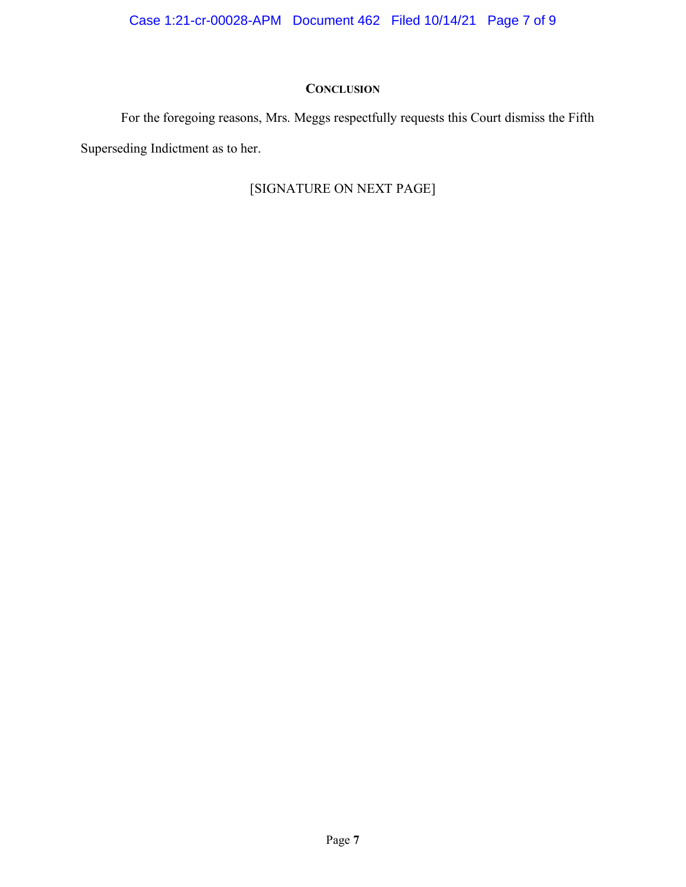## CONCLUSION

For the foregoing reasons, Mrs. Meggs respectfully requests this Court dismiss the Fifth Superseding Indictment as to her.

[SIGNATURE ON NEXT PAGE]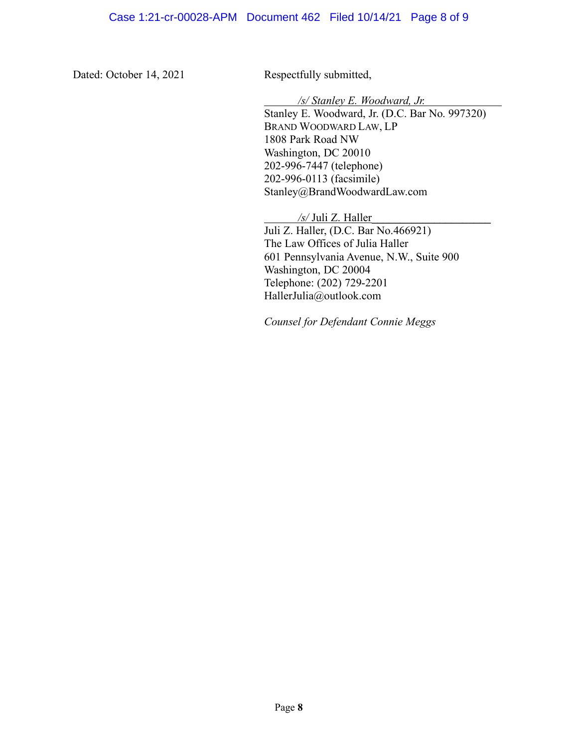Dated: October 14, 2021

Respectfully submitted,

*/s/ Stanley E. Woodward, Jr.*
Stanley E. Woodward, Jr. (D.C. Bar No. 997320)
BRAND WOODWARD LAW, LP
1808 Park Road NW
Washington, DC 20010
202-996-7447 (telephone)
202-996-0113 (facsimile)
Stanley@BrandWoodwardLaw.com

*/s/* Juli Z. Haller
Juli Z. Haller, (D.C. Bar No.466921)
The Law Offices of Julia Haller
601 Pennsylvania Avenue, N.W., Suite 900
Washington, DC 20004
Telephone: (202) 729-2201
HallerJulia@outlook.com

*Counsel for Defendant Connie Meggs*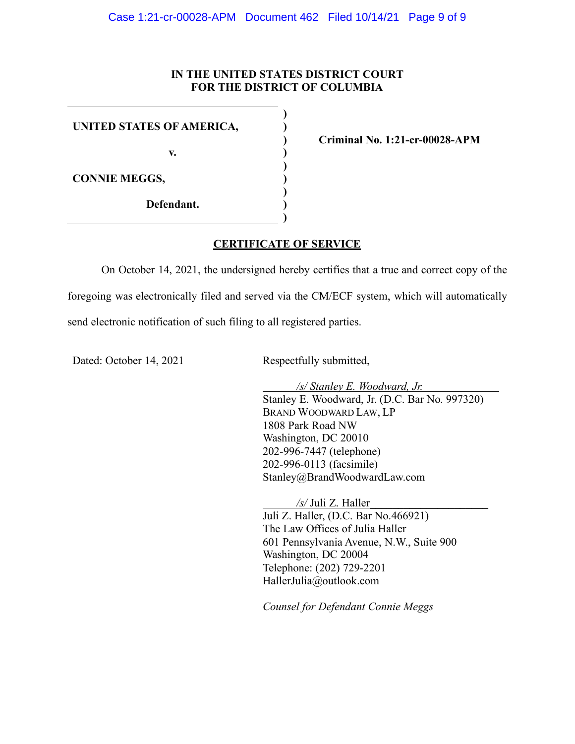**IN THE UNITED STATES DISTRICT COURT**
**FOR THE DISTRICT OF COLUMBIA**

| | | |
|---|---|---|
| **UNITED STATES OF AMERICA,** | ) | |
| | ) | **Criminal No. 1:21-cr-00028-APM** |
| **v.** | ) | |
| | ) | |
| **CONNIE MEGGS,** | ) | |
| | ) | |
| **Defendant.** | ) | |

**CERTIFICATE OF SERVICE**

On October 14, 2021, the undersigned hereby certifies that a true and correct copy of the foregoing was electronically filed and served via the CM/ECF system, which will automatically send electronic notification of such filing to all registered parties.

Dated: October 14, 2021

Respectfully submitted,

*/s/ Stanley E. Woodward, Jr.*
Stanley E. Woodward, Jr. (D.C. Bar No. 997320)
BRAND WOODWARD LAW, LP
1808 Park Road NW
Washington, DC 20010
202-996-7447 (telephone)
202-996-0113 (facsimile)
Stanley@BrandWoodwardLaw.com

*/s/* Juli Z. Haller
Juli Z. Haller, (D.C. Bar No.466921)
The Law Offices of Julia Haller
601 Pennsylvania Avenue, N.W., Suite 900
Washington, DC 20004
Telephone: (202) 729-2201
HallerJulia@outlook.com

*Counsel for Defendant Connie Meggs*